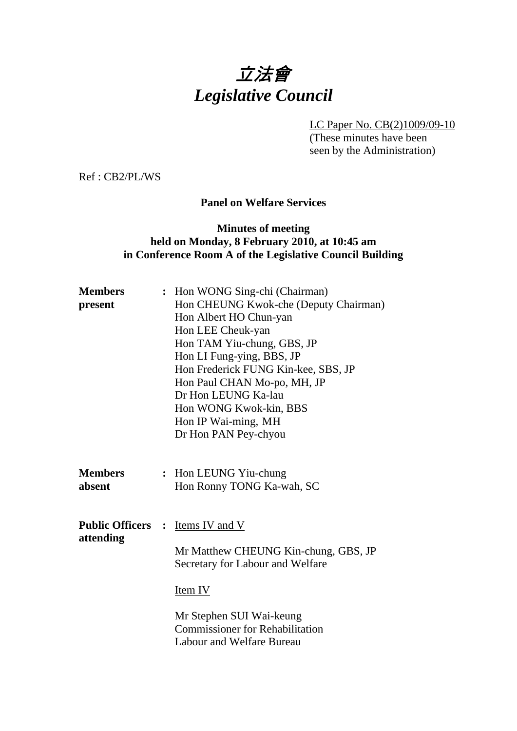# *立法會*
# *Legislative Council*

LC Paper No. CB(2)1009/09-10
(These minutes have been seen by the Administration)

Ref : CB2/PL/WS

**Panel on Welfare Services**

**Minutes of meeting**
**held on Monday, 8 February 2010, at 10:45 am**
**in Conference Room A of the Legislative Council Building**

**Members present** : Hon WONG Sing-chi (Chairman)
Hon CHEUNG Kwok-che (Deputy Chairman)
Hon Albert HO Chun-yan
Hon LEE Cheuk-yan
Hon TAM Yiu-chung, GBS, JP
Hon LI Fung-ying, BBS, JP
Hon Frederick FUNG Kin-kee, SBS, JP
Hon Paul CHAN Mo-po, MH, JP
Dr Hon LEUNG Ka-lau
Hon WONG Kwok-kin, BBS
Hon IP Wai-ming, MH
Dr Hon PAN Pey-chyou

**Members absent** : Hon LEUNG Yiu-chung
Hon Ronny TONG Ka-wah, SC

**Public Officers attending** : Items IV and V

Mr Matthew CHEUNG Kin-chung, GBS, JP
Secretary for Labour and Welfare

Item IV

Mr Stephen SUI Wai-keung
Commissioner for Rehabilitation
Labour and Welfare Bureau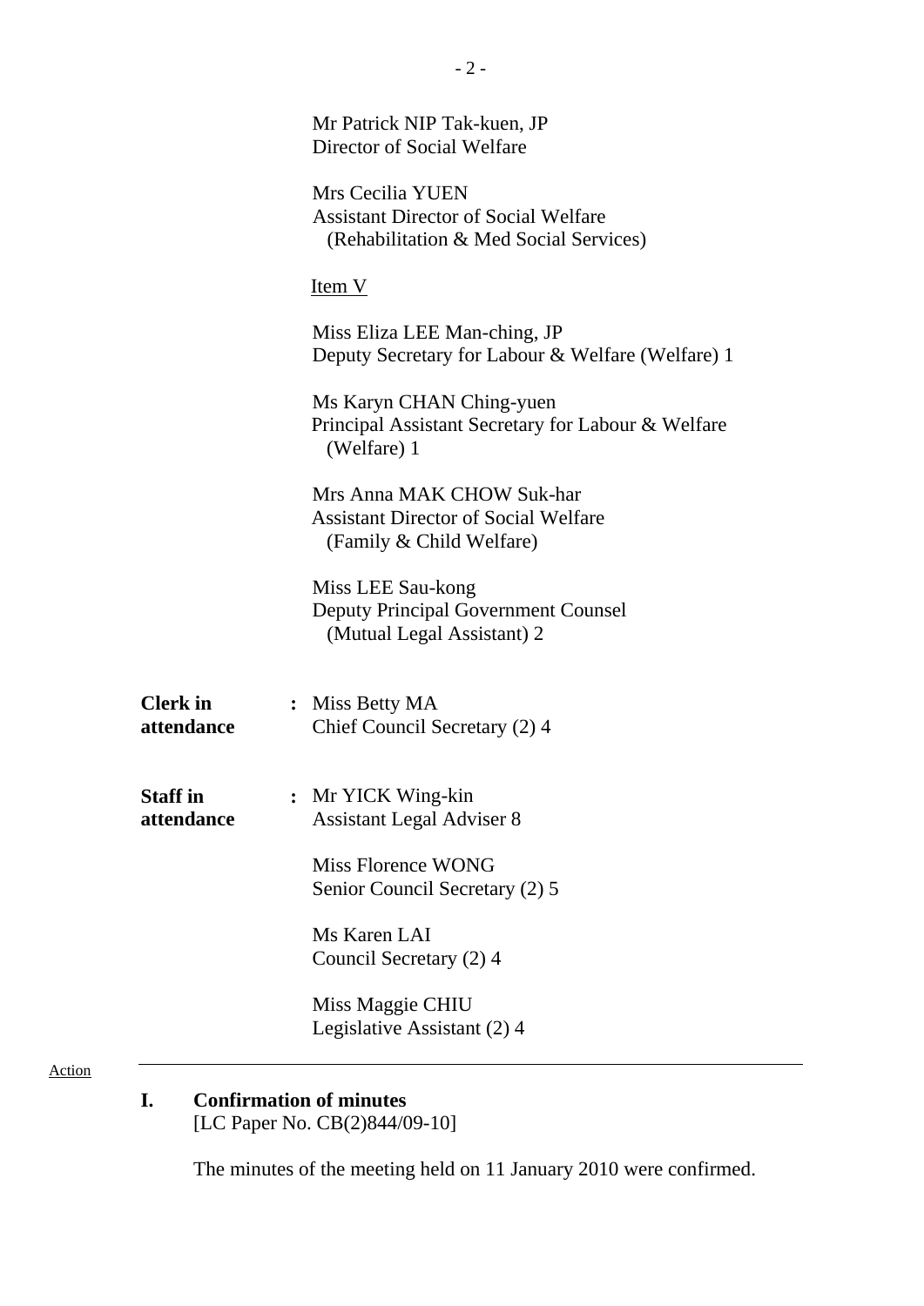Mr Patrick NIP Tak-kuen, JP
Director of Social Welfare

Mrs Cecilia YUEN
Assistant Director of Social Welfare
(Rehabilitation & Med Social Services)

Item V

Miss Eliza LEE Man-ching, JP
Deputy Secretary for Labour & Welfare (Welfare) 1

Ms Karyn CHAN Ching-yuen
Principal Assistant Secretary for Labour & Welfare
(Welfare) 1

Mrs Anna MAK CHOW Suk-har
Assistant Director of Social Welfare
(Family & Child Welfare)

Miss LEE Sau-kong
Deputy Principal Government Counsel
(Mutual Legal Assistant) 2

**Clerk in attendance** : Miss Betty MA
Chief Council Secretary (2) 4

**Staff in attendance** : Mr YICK Wing-kin
Assistant Legal Adviser 8

Miss Florence WONG
Senior Council Secretary (2) 5

Ms Karen LAI
Council Secretary (2) 4

Miss Maggie CHIU
Legislative Assistant (2) 4

Action

---

## I. Confirmation of minutes

[LC Paper No. CB(2)844/09-10]

The minutes of the meeting held on 11 January 2010 were confirmed.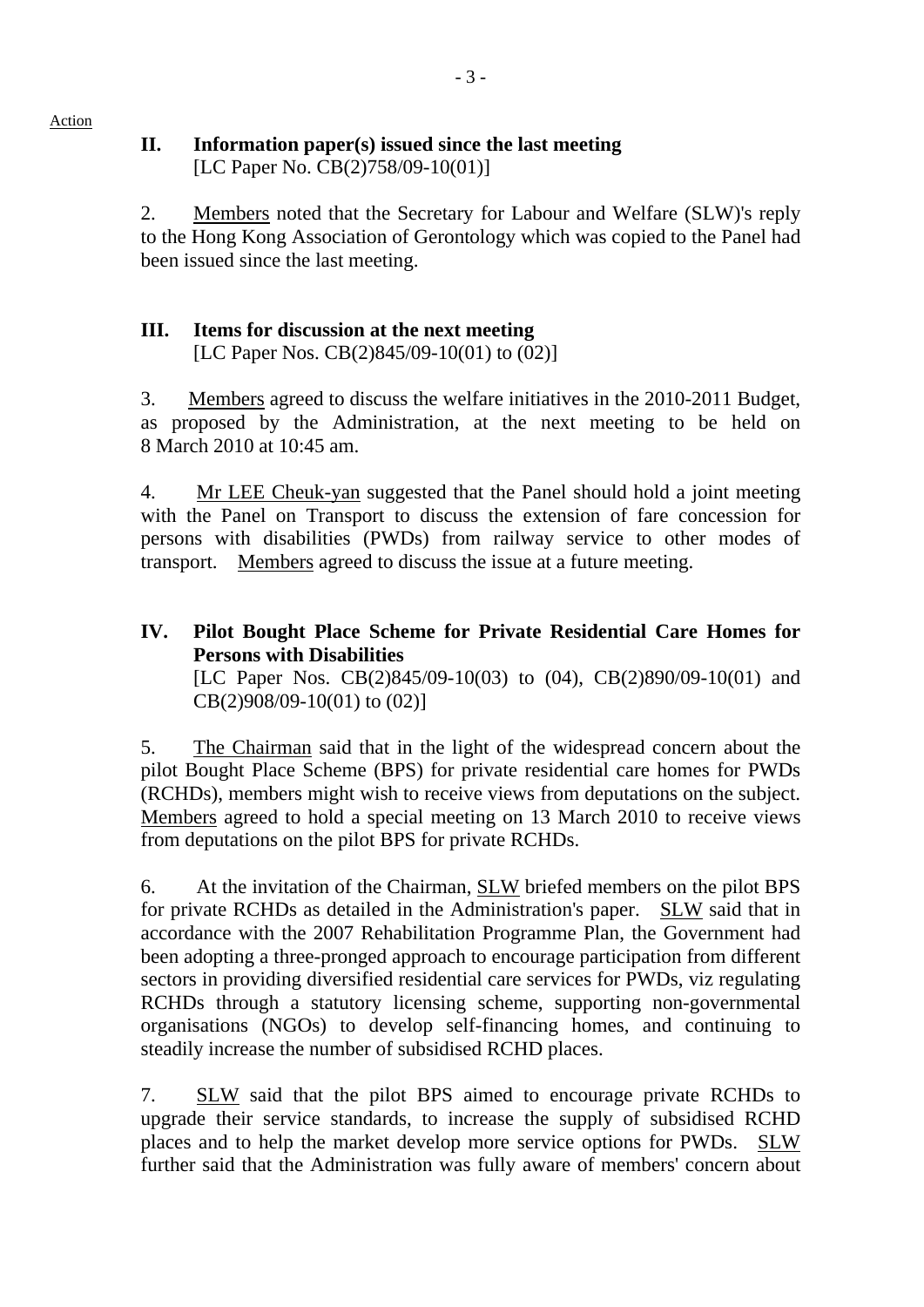Action

## II. Information paper(s) issued since the last meeting
[LC Paper No. CB(2)758/09-10(01)]

2. Members noted that the Secretary for Labour and Welfare (SLW)'s reply to the Hong Kong Association of Gerontology which was copied to the Panel had been issued since the last meeting.

## III. Items for discussion at the next meeting
[LC Paper Nos. CB(2)845/09-10(01) to (02)]

3. Members agreed to discuss the welfare initiatives in the 2010-2011 Budget, as proposed by the Administration, at the next meeting to be held on 8 March 2010 at 10:45 am.

4. Mr LEE Cheuk-yan suggested that the Panel should hold a joint meeting with the Panel on Transport to discuss the extension of fare concession for persons with disabilities (PWDs) from railway service to other modes of transport. Members agreed to discuss the issue at a future meeting.

## IV. Pilot Bought Place Scheme for Private Residential Care Homes for Persons with Disabilities
[LC Paper Nos. CB(2)845/09-10(03) to (04), CB(2)890/09-10(01) and CB(2)908/09-10(01) to (02)]

5. The Chairman said that in the light of the widespread concern about the pilot Bought Place Scheme (BPS) for private residential care homes for PWDs (RCHDs), members might wish to receive views from deputations on the subject. Members agreed to hold a special meeting on 13 March 2010 to receive views from deputations on the pilot BPS for private RCHDs.

6. At the invitation of the Chairman, SLW briefed members on the pilot BPS for private RCHDs as detailed in the Administration's paper. SLW said that in accordance with the 2007 Rehabilitation Programme Plan, the Government had been adopting a three-pronged approach to encourage participation from different sectors in providing diversified residential care services for PWDs, viz regulating RCHDs through a statutory licensing scheme, supporting non-governmental organisations (NGOs) to develop self-financing homes, and continuing to steadily increase the number of subsidised RCHD places.

7. SLW said that the pilot BPS aimed to encourage private RCHDs to upgrade their service standards, to increase the supply of subsidised RCHD places and to help the market develop more service options for PWDs. SLW further said that the Administration was fully aware of members' concern about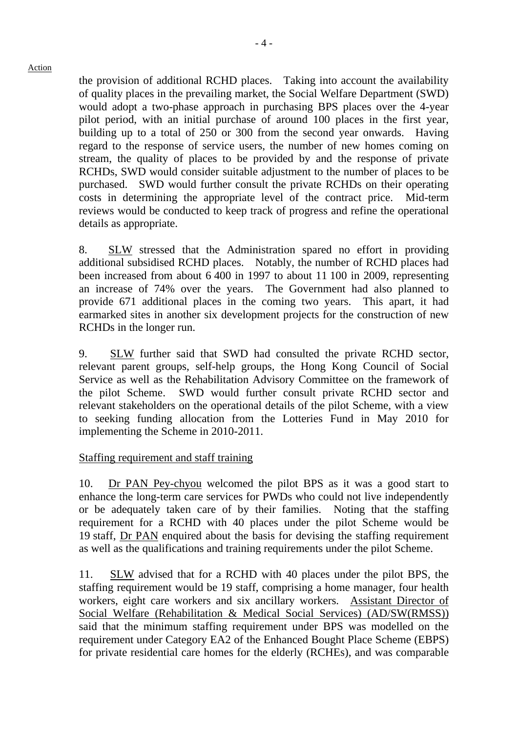the provision of additional RCHD places. Taking into account the availability of quality places in the prevailing market, the Social Welfare Department (SWD) would adopt a two-phase approach in purchasing BPS places over the 4-year pilot period, with an initial purchase of around 100 places in the first year, building up to a total of 250 or 300 from the second year onwards. Having regard to the response of service users, the number of new homes coming on stream, the quality of places to be provided by and the response of private RCHDs, SWD would consider suitable adjustment to the number of places to be purchased. SWD would further consult the private RCHDs on their operating costs in determining the appropriate level of the contract price. Mid-term reviews would be conducted to keep track of progress and refine the operational details as appropriate.

8. SLW stressed that the Administration spared no effort in providing additional subsidised RCHD places. Notably, the number of RCHD places had been increased from about 6 400 in 1997 to about 11 100 in 2009, representing an increase of 74% over the years. The Government had also planned to provide 671 additional places in the coming two years. This apart, it had earmarked sites in another six development projects for the construction of new RCHDs in the longer run.

9. SLW further said that SWD had consulted the private RCHD sector, relevant parent groups, self-help groups, the Hong Kong Council of Social Service as well as the Rehabilitation Advisory Committee on the framework of the pilot Scheme. SWD would further consult private RCHD sector and relevant stakeholders on the operational details of the pilot Scheme, with a view to seeking funding allocation from the Lotteries Fund in May 2010 for implementing the Scheme in 2010-2011.

Staffing requirement and staff training

10. Dr PAN Pey-chyou welcomed the pilot BPS as it was a good start to enhance the long-term care services for PWDs who could not live independently or be adequately taken care of by their families. Noting that the staffing requirement for a RCHD with 40 places under the pilot Scheme would be 19 staff, Dr PAN enquired about the basis for devising the staffing requirement as well as the qualifications and training requirements under the pilot Scheme.

11. SLW advised that for a RCHD with 40 places under the pilot BPS, the staffing requirement would be 19 staff, comprising a home manager, four health workers, eight care workers and six ancillary workers. Assistant Director of Social Welfare (Rehabilitation & Medical Social Services) (AD/SW(RMSS)) said that the minimum staffing requirement under BPS was modelled on the requirement under Category EA2 of the Enhanced Bought Place Scheme (EBPS) for private residential care homes for the elderly (RCHEs), and was comparable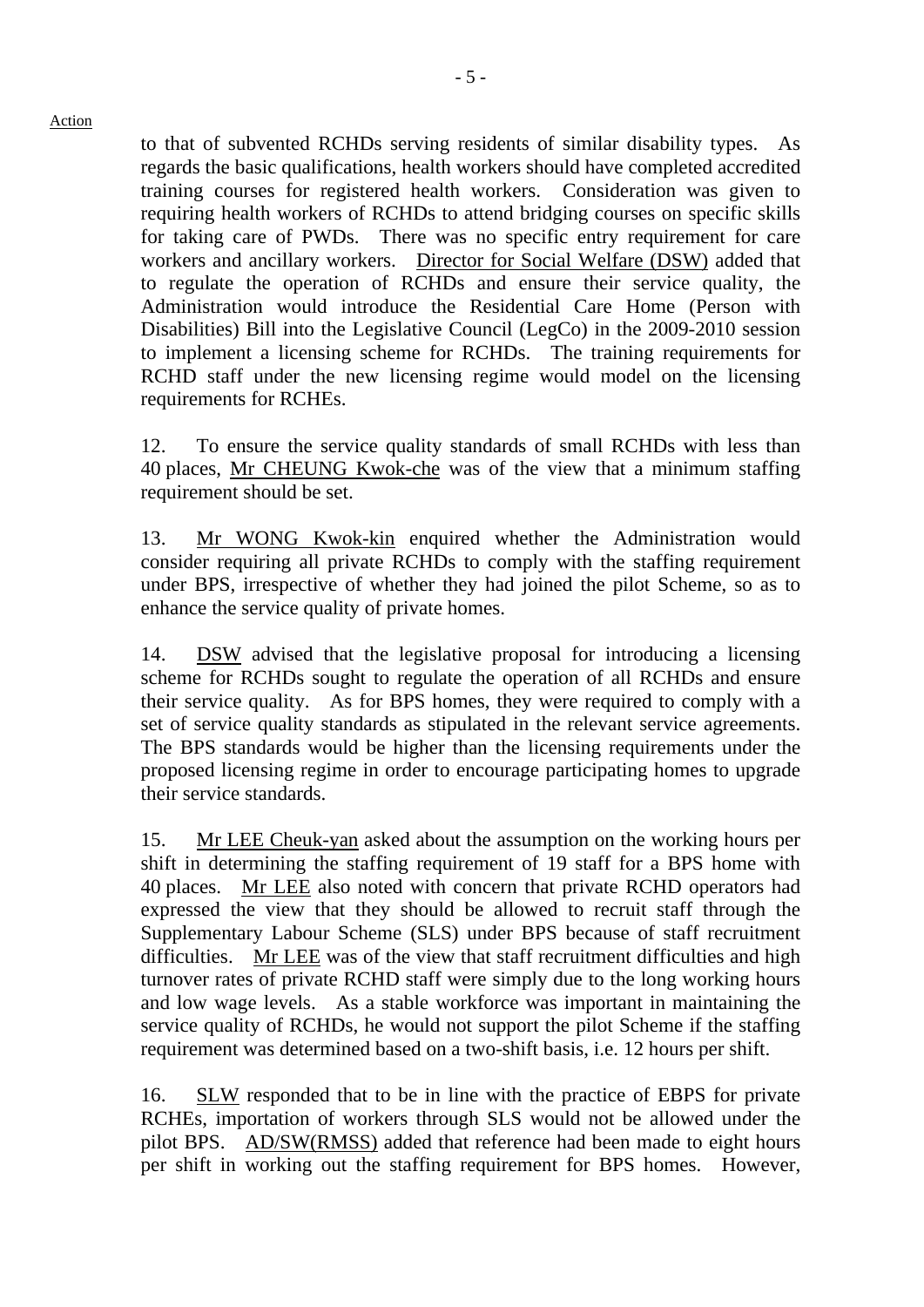to that of subvented RCHDs serving residents of similar disability types. As regards the basic qualifications, health workers should have completed accredited training courses for registered health workers. Consideration was given to requiring health workers of RCHDs to attend bridging courses on specific skills for taking care of PWDs. There was no specific entry requirement for care workers and ancillary workers. Director for Social Welfare (DSW) added that to regulate the operation of RCHDs and ensure their service quality, the Administration would introduce the Residential Care Home (Person with Disabilities) Bill into the Legislative Council (LegCo) in the 2009-2010 session to implement a licensing scheme for RCHDs. The training requirements for RCHD staff under the new licensing regime would model on the licensing requirements for RCHEs.

12. To ensure the service quality standards of small RCHDs with less than 40 places, Mr CHEUNG Kwok-che was of the view that a minimum staffing requirement should be set.

13. Mr WONG Kwok-kin enquired whether the Administration would consider requiring all private RCHDs to comply with the staffing requirement under BPS, irrespective of whether they had joined the pilot Scheme, so as to enhance the service quality of private homes.

14. DSW advised that the legislative proposal for introducing a licensing scheme for RCHDs sought to regulate the operation of all RCHDs and ensure their service quality. As for BPS homes, they were required to comply with a set of service quality standards as stipulated in the relevant service agreements. The BPS standards would be higher than the licensing requirements under the proposed licensing regime in order to encourage participating homes to upgrade their service standards.

15. Mr LEE Cheuk-yan asked about the assumption on the working hours per shift in determining the staffing requirement of 19 staff for a BPS home with 40 places. Mr LEE also noted with concern that private RCHD operators had expressed the view that they should be allowed to recruit staff through the Supplementary Labour Scheme (SLS) under BPS because of staff recruitment difficulties. Mr LEE was of the view that staff recruitment difficulties and high turnover rates of private RCHD staff were simply due to the long working hours and low wage levels. As a stable workforce was important in maintaining the service quality of RCHDs, he would not support the pilot Scheme if the staffing requirement was determined based on a two-shift basis, i.e. 12 hours per shift.

16. SLW responded that to be in line with the practice of EBPS for private RCHEs, importation of workers through SLS would not be allowed under the pilot BPS. AD/SW(RMSS) added that reference had been made to eight hours per shift in working out the staffing requirement for BPS homes. However,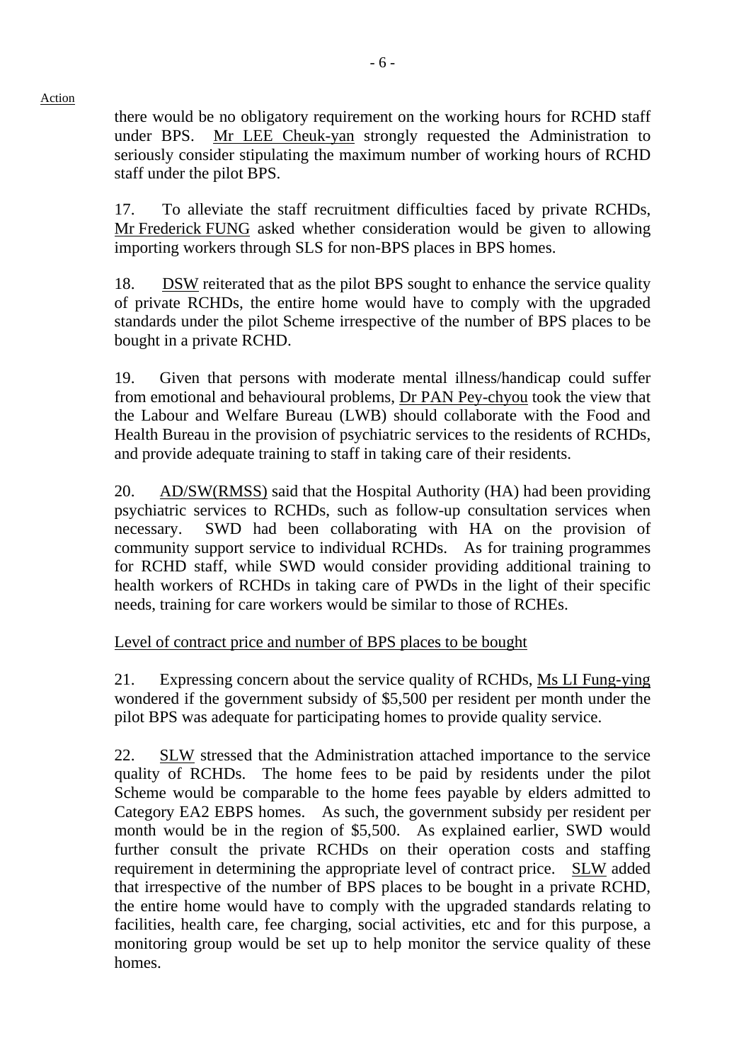there would be no obligatory requirement on the working hours for RCHD staff under BPS. Mr LEE Cheuk-yan strongly requested the Administration to seriously consider stipulating the maximum number of working hours of RCHD staff under the pilot BPS.

17. To alleviate the staff recruitment difficulties faced by private RCHDs, Mr Frederick FUNG asked whether consideration would be given to allowing importing workers through SLS for non-BPS places in BPS homes.

18. DSW reiterated that as the pilot BPS sought to enhance the service quality of private RCHDs, the entire home would have to comply with the upgraded standards under the pilot Scheme irrespective of the number of BPS places to be bought in a private RCHD.

19. Given that persons with moderate mental illness/handicap could suffer from emotional and behavioural problems, Dr PAN Pey-chyou took the view that the Labour and Welfare Bureau (LWB) should collaborate with the Food and Health Bureau in the provision of psychiatric services to the residents of RCHDs, and provide adequate training to staff in taking care of their residents.

20. AD/SW(RMSS) said that the Hospital Authority (HA) had been providing psychiatric services to RCHDs, such as follow-up consultation services when necessary. SWD had been collaborating with HA on the provision of community support service to individual RCHDs. As for training programmes for RCHD staff, while SWD would consider providing additional training to health workers of RCHDs in taking care of PWDs in the light of their specific needs, training for care workers would be similar to those of RCHEs.

Level of contract price and number of BPS places to be bought

21. Expressing concern about the service quality of RCHDs, Ms LI Fung-ying wondered if the government subsidy of $5,500 per resident per month under the pilot BPS was adequate for participating homes to provide quality service.

22. SLW stressed that the Administration attached importance to the service quality of RCHDs. The home fees to be paid by residents under the pilot Scheme would be comparable to the home fees payable by elders admitted to Category EA2 EBPS homes. As such, the government subsidy per resident per month would be in the region of $5,500. As explained earlier, SWD would further consult the private RCHDs on their operation costs and staffing requirement in determining the appropriate level of contract price. SLW added that irrespective of the number of BPS places to be bought in a private RCHD, the entire home would have to comply with the upgraded standards relating to facilities, health care, fee charging, social activities, etc and for this purpose, a monitoring group would be set up to help monitor the service quality of these homes.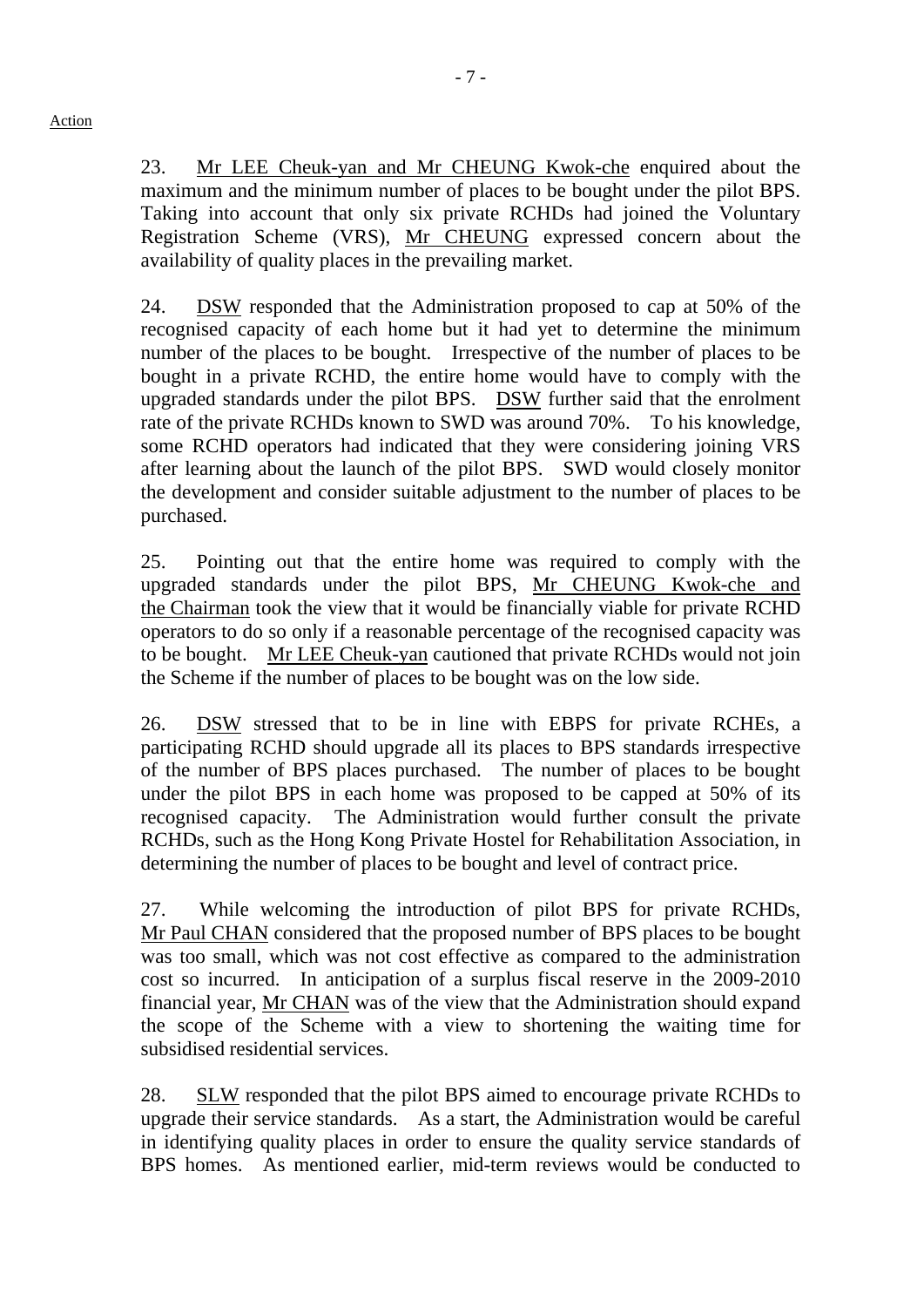Action

23. Mr LEE Cheuk-yan and Mr CHEUNG Kwok-che enquired about the maximum and the minimum number of places to be bought under the pilot BPS. Taking into account that only six private RCHDs had joined the Voluntary Registration Scheme (VRS), Mr CHEUNG expressed concern about the availability of quality places in the prevailing market.

24. DSW responded that the Administration proposed to cap at 50% of the recognised capacity of each home but it had yet to determine the minimum number of the places to be bought. Irrespective of the number of places to be bought in a private RCHD, the entire home would have to comply with the upgraded standards under the pilot BPS. DSW further said that the enrolment rate of the private RCHDs known to SWD was around 70%. To his knowledge, some RCHD operators had indicated that they were considering joining VRS after learning about the launch of the pilot BPS. SWD would closely monitor the development and consider suitable adjustment to the number of places to be purchased.

25. Pointing out that the entire home was required to comply with the upgraded standards under the pilot BPS, Mr CHEUNG Kwok-che and the Chairman took the view that it would be financially viable for private RCHD operators to do so only if a reasonable percentage of the recognised capacity was to be bought. Mr LEE Cheuk-yan cautioned that private RCHDs would not join the Scheme if the number of places to be bought was on the low side.

26. DSW stressed that to be in line with EBPS for private RCHEs, a participating RCHD should upgrade all its places to BPS standards irrespective of the number of BPS places purchased. The number of places to be bought under the pilot BPS in each home was proposed to be capped at 50% of its recognised capacity. The Administration would further consult the private RCHDs, such as the Hong Kong Private Hostel for Rehabilitation Association, in determining the number of places to be bought and level of contract price.

27. While welcoming the introduction of pilot BPS for private RCHDs, Mr Paul CHAN considered that the proposed number of BPS places to be bought was too small, which was not cost effective as compared to the administration cost so incurred. In anticipation of a surplus fiscal reserve in the 2009-2010 financial year, Mr CHAN was of the view that the Administration should expand the scope of the Scheme with a view to shortening the waiting time for subsidised residential services.

28. SLW responded that the pilot BPS aimed to encourage private RCHDs to upgrade their service standards. As a start, the Administration would be careful in identifying quality places in order to ensure the quality service standards of BPS homes. As mentioned earlier, mid-term reviews would be conducted to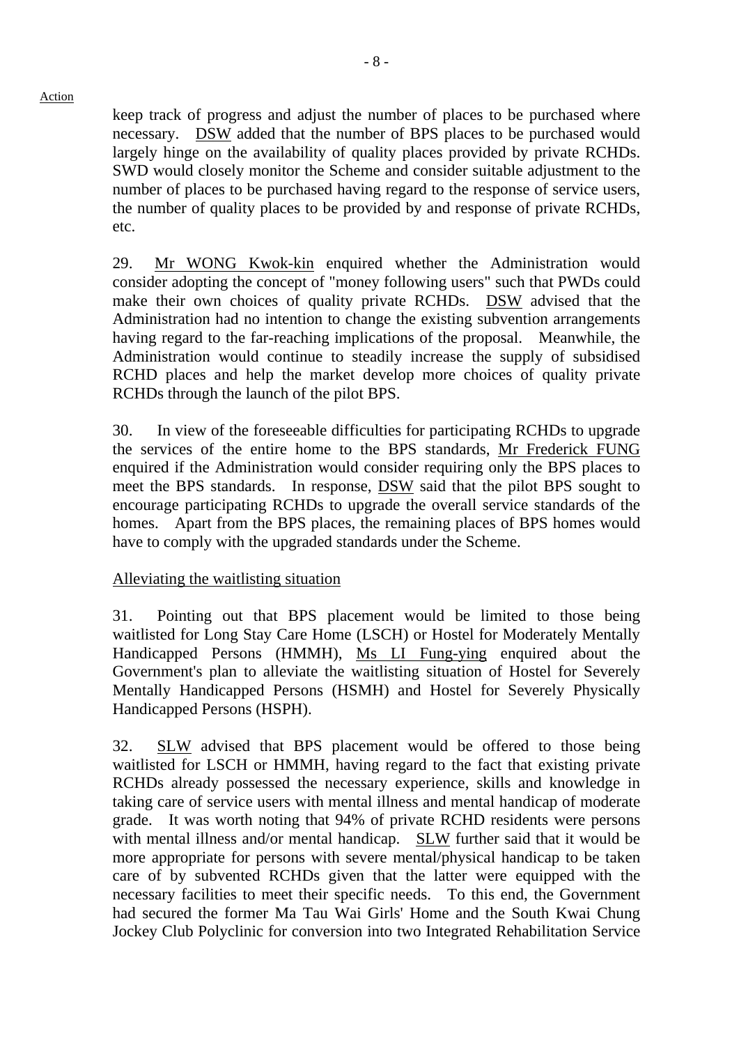keep track of progress and adjust the number of places to be purchased where necessary. DSW added that the number of BPS places to be purchased would largely hinge on the availability of quality places provided by private RCHDs. SWD would closely monitor the Scheme and consider suitable adjustment to the number of places to be purchased having regard to the response of service users, the number of quality places to be provided by and response of private RCHDs, etc.

29. Mr WONG Kwok-kin enquired whether the Administration would consider adopting the concept of "money following users" such that PWDs could make their own choices of quality private RCHDs. DSW advised that the Administration had no intention to change the existing subvention arrangements having regard to the far-reaching implications of the proposal. Meanwhile, the Administration would continue to steadily increase the supply of subsidised RCHD places and help the market develop more choices of quality private RCHDs through the launch of the pilot BPS.

30. In view of the foreseeable difficulties for participating RCHDs to upgrade the services of the entire home to the BPS standards, Mr Frederick FUNG enquired if the Administration would consider requiring only the BPS places to meet the BPS standards. In response, DSW said that the pilot BPS sought to encourage participating RCHDs to upgrade the overall service standards of the homes. Apart from the BPS places, the remaining places of BPS homes would have to comply with the upgraded standards under the Scheme.

Alleviating the waitlisting situation

31. Pointing out that BPS placement would be limited to those being waitlisted for Long Stay Care Home (LSCH) or Hostel for Moderately Mentally Handicapped Persons (HMMH), Ms LI Fung-ying enquired about the Government's plan to alleviate the waitlisting situation of Hostel for Severely Mentally Handicapped Persons (HSMH) and Hostel for Severely Physically Handicapped Persons (HSPH).

32. SLW advised that BPS placement would be offered to those being waitlisted for LSCH or HMMH, having regard to the fact that existing private RCHDs already possessed the necessary experience, skills and knowledge in taking care of service users with mental illness and mental handicap of moderate grade. It was worth noting that 94% of private RCHD residents were persons with mental illness and/or mental handicap. SLW further said that it would be more appropriate for persons with severe mental/physical handicap to be taken care of by subvented RCHDs given that the latter were equipped with the necessary facilities to meet their specific needs. To this end, the Government had secured the former Ma Tau Wai Girls' Home and the South Kwai Chung Jockey Club Polyclinic for conversion into two Integrated Rehabilitation Service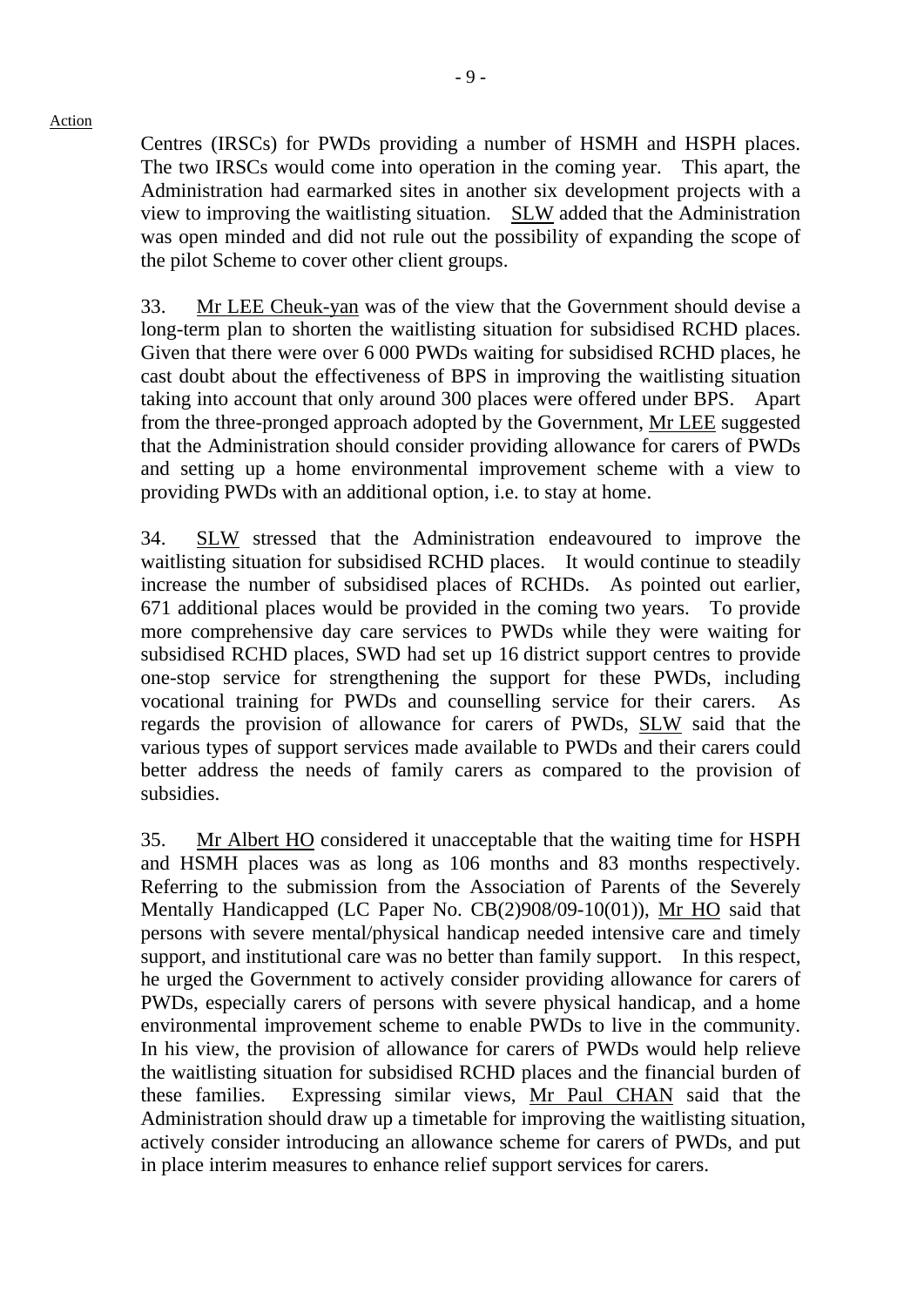Action

Centres (IRSCs) for PWDs providing a number of HSMH and HSPH places. The two IRSCs would come into operation in the coming year. This apart, the Administration had earmarked sites in another six development projects with a view to improving the waitlisting situation. SLW added that the Administration was open minded and did not rule out the possibility of expanding the scope of the pilot Scheme to cover other client groups.

33. Mr LEE Cheuk-yan was of the view that the Government should devise a long-term plan to shorten the waitlisting situation for subsidised RCHD places. Given that there were over 6 000 PWDs waiting for subsidised RCHD places, he cast doubt about the effectiveness of BPS in improving the waitlisting situation taking into account that only around 300 places were offered under BPS. Apart from the three-pronged approach adopted by the Government, Mr LEE suggested that the Administration should consider providing allowance for carers of PWDs and setting up a home environmental improvement scheme with a view to providing PWDs with an additional option, i.e. to stay at home.

34. SLW stressed that the Administration endeavoured to improve the waitlisting situation for subsidised RCHD places. It would continue to steadily increase the number of subsidised places of RCHDs. As pointed out earlier, 671 additional places would be provided in the coming two years. To provide more comprehensive day care services to PWDs while they were waiting for subsidised RCHD places, SWD had set up 16 district support centres to provide one-stop service for strengthening the support for these PWDs, including vocational training for PWDs and counselling service for their carers. As regards the provision of allowance for carers of PWDs, SLW said that the various types of support services made available to PWDs and their carers could better address the needs of family carers as compared to the provision of subsidies.

35. Mr Albert HO considered it unacceptable that the waiting time for HSPH and HSMH places was as long as 106 months and 83 months respectively. Referring to the submission from the Association of Parents of the Severely Mentally Handicapped (LC Paper No. CB(2)908/09-10(01)), Mr HO said that persons with severe mental/physical handicap needed intensive care and timely support, and institutional care was no better than family support. In this respect, he urged the Government to actively consider providing allowance for carers of PWDs, especially carers of persons with severe physical handicap, and a home environmental improvement scheme to enable PWDs to live in the community. In his view, the provision of allowance for carers of PWDs would help relieve the waitlisting situation for subsidised RCHD places and the financial burden of these families. Expressing similar views, Mr Paul CHAN said that the Administration should draw up a timetable for improving the waitlisting situation, actively consider introducing an allowance scheme for carers of PWDs, and put in place interim measures to enhance relief support services for carers.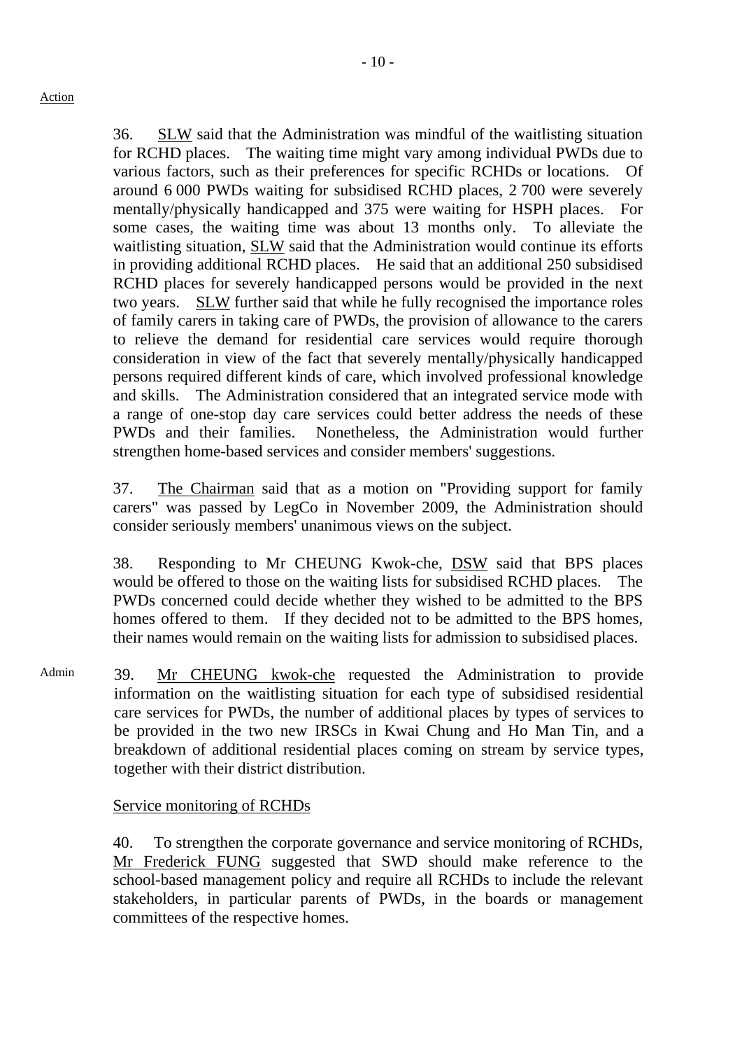Action

36. SLW said that the Administration was mindful of the waitlisting situation for RCHD places. The waiting time might vary among individual PWDs due to various factors, such as their preferences for specific RCHDs or locations. Of around 6 000 PWDs waiting for subsidised RCHD places, 2 700 were severely mentally/physically handicapped and 375 were waiting for HSPH places. For some cases, the waiting time was about 13 months only. To alleviate the waitlisting situation, SLW said that the Administration would continue its efforts in providing additional RCHD places. He said that an additional 250 subsidised RCHD places for severely handicapped persons would be provided in the next two years. SLW further said that while he fully recognised the importance roles of family carers in taking care of PWDs, the provision of allowance to the carers to relieve the demand for residential care services would require thorough consideration in view of the fact that severely mentally/physically handicapped persons required different kinds of care, which involved professional knowledge and skills. The Administration considered that an integrated service mode with a range of one-stop day care services could better address the needs of these PWDs and their families. Nonetheless, the Administration would further strengthen home-based services and consider members' suggestions.

37. The Chairman said that as a motion on "Providing support for family carers" was passed by LegCo in November 2009, the Administration should consider seriously members' unanimous views on the subject.

38. Responding to Mr CHEUNG Kwok-che, DSW said that BPS places would be offered to those on the waiting lists for subsidised RCHD places. The PWDs concerned could decide whether they wished to be admitted to the BPS homes offered to them. If they decided not to be admitted to the BPS homes, their names would remain on the waiting lists for admission to subsidised places.

Admin

39. Mr CHEUNG kwok-che requested the Administration to provide information on the waitlisting situation for each type of subsidised residential care services for PWDs, the number of additional places by types of services to be provided in the two new IRSCs in Kwai Chung and Ho Man Tin, and a breakdown of additional residential places coming on stream by service types, together with their district distribution.

### Service monitoring of RCHDs

40. To strengthen the corporate governance and service monitoring of RCHDs, Mr Frederick FUNG suggested that SWD should make reference to the school-based management policy and require all RCHDs to include the relevant stakeholders, in particular parents of PWDs, in the boards or management committees of the respective homes.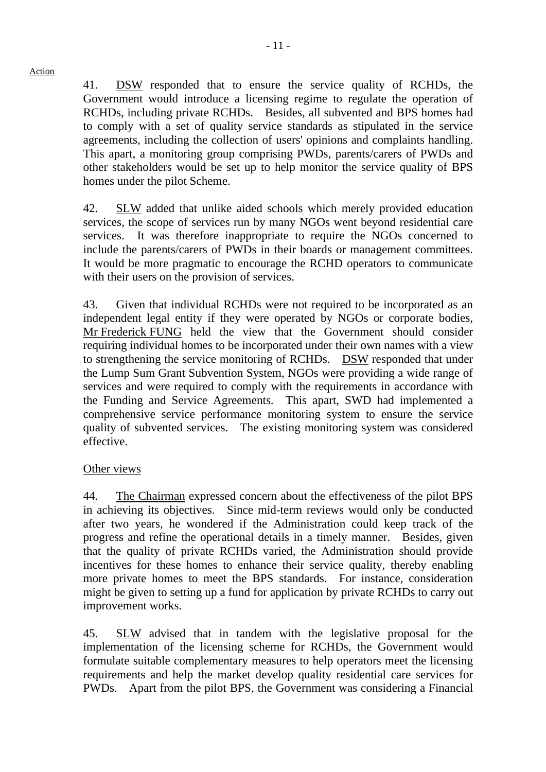Action

41. DSW responded that to ensure the service quality of RCHDs, the Government would introduce a licensing regime to regulate the operation of RCHDs, including private RCHDs. Besides, all subvented and BPS homes had to comply with a set of quality service standards as stipulated in the service agreements, including the collection of users' opinions and complaints handling. This apart, a monitoring group comprising PWDs, parents/carers of PWDs and other stakeholders would be set up to help monitor the service quality of BPS homes under the pilot Scheme.

42. SLW added that unlike aided schools which merely provided education services, the scope of services run by many NGOs went beyond residential care services. It was therefore inappropriate to require the NGOs concerned to include the parents/carers of PWDs in their boards or management committees. It would be more pragmatic to encourage the RCHD operators to communicate with their users on the provision of services.

43. Given that individual RCHDs were not required to be incorporated as an independent legal entity if they were operated by NGOs or corporate bodies, Mr Frederick FUNG held the view that the Government should consider requiring individual homes to be incorporated under their own names with a view to strengthening the service monitoring of RCHDs. DSW responded that under the Lump Sum Grant Subvention System, NGOs were providing a wide range of services and were required to comply with the requirements in accordance with the Funding and Service Agreements. This apart, SWD had implemented a comprehensive service performance monitoring system to ensure the service quality of subvented services. The existing monitoring system was considered effective.

Other views

44. The Chairman expressed concern about the effectiveness of the pilot BPS in achieving its objectives. Since mid-term reviews would only be conducted after two years, he wondered if the Administration could keep track of the progress and refine the operational details in a timely manner. Besides, given that the quality of private RCHDs varied, the Administration should provide incentives for these homes to enhance their service quality, thereby enabling more private homes to meet the BPS standards. For instance, consideration might be given to setting up a fund for application by private RCHDs to carry out improvement works.

45. SLW advised that in tandem with the legislative proposal for the implementation of the licensing scheme for RCHDs, the Government would formulate suitable complementary measures to help operators meet the licensing requirements and help the market develop quality residential care services for PWDs. Apart from the pilot BPS, the Government was considering a Financial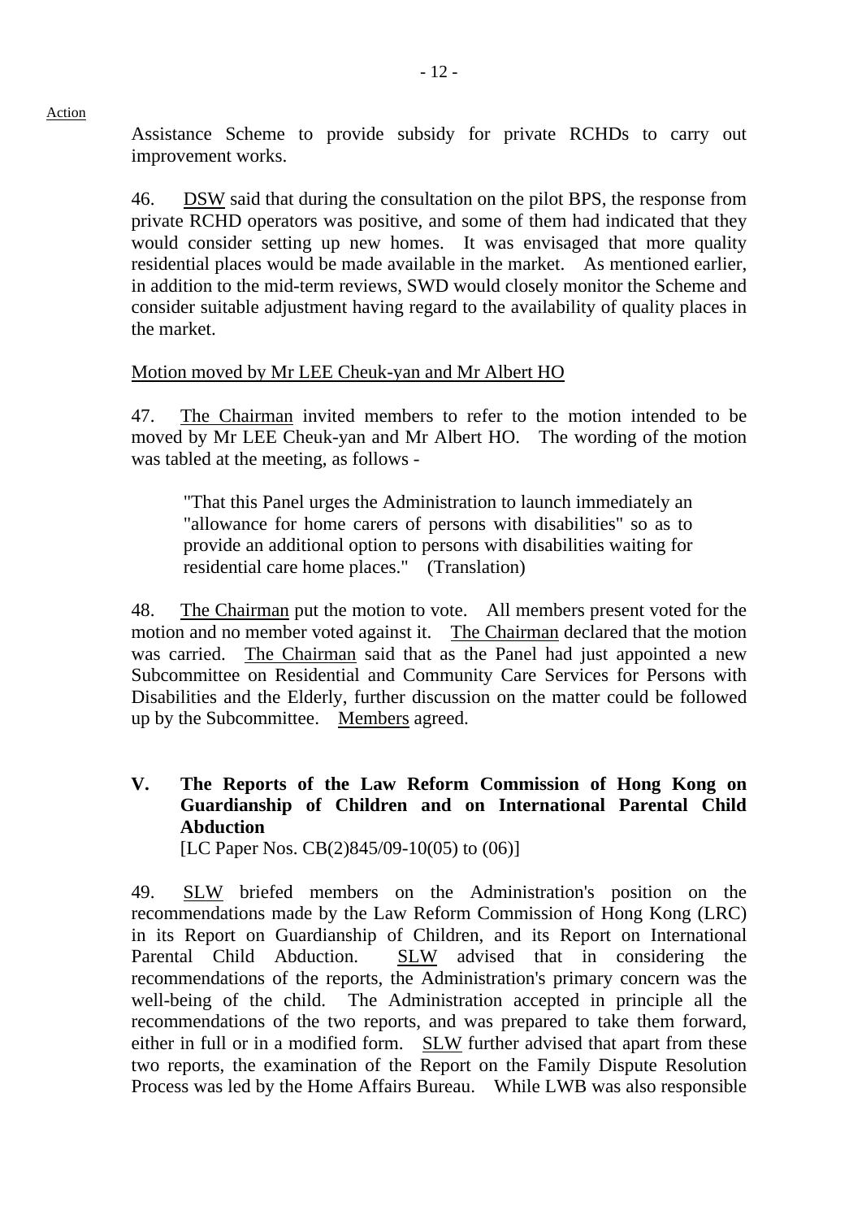Action

Assistance Scheme to provide subsidy for private RCHDs to carry out improvement works.

46. DSW said that during the consultation on the pilot BPS, the response from private RCHD operators was positive, and some of them had indicated that they would consider setting up new homes. It was envisaged that more quality residential places would be made available in the market. As mentioned earlier, in addition to the mid-term reviews, SWD would closely monitor the Scheme and consider suitable adjustment having regard to the availability of quality places in the market.

Motion moved by Mr LEE Cheuk-yan and Mr Albert HO

47. The Chairman invited members to refer to the motion intended to be moved by Mr LEE Cheuk-yan and Mr Albert HO. The wording of the motion was tabled at the meeting, as follows -

> "That this Panel urges the Administration to launch immediately an "allowance for home carers of persons with disabilities" so as to provide an additional option to persons with disabilities waiting for residential care home places." (Translation)

48. The Chairman put the motion to vote. All members present voted for the motion and no member voted against it. The Chairman declared that the motion was carried. The Chairman said that as the Panel had just appointed a new Subcommittee on Residential and Community Care Services for Persons with Disabilities and the Elderly, further discussion on the matter could be followed up by the Subcommittee. Members agreed.

## V. The Reports of the Law Reform Commission of Hong Kong on Guardianship of Children and on International Parental Child Abduction

[LC Paper Nos. CB(2)845/09-10(05) to (06)]

49. SLW briefed members on the Administration's position on the recommendations made by the Law Reform Commission of Hong Kong (LRC) in its Report on Guardianship of Children, and its Report on International Parental Child Abduction. SLW advised that in considering the recommendations of the reports, the Administration's primary concern was the well-being of the child. The Administration accepted in principle all the recommendations of the two reports, and was prepared to take them forward, either in full or in a modified form. SLW further advised that apart from these two reports, the examination of the Report on the Family Dispute Resolution Process was led by the Home Affairs Bureau. While LWB was also responsible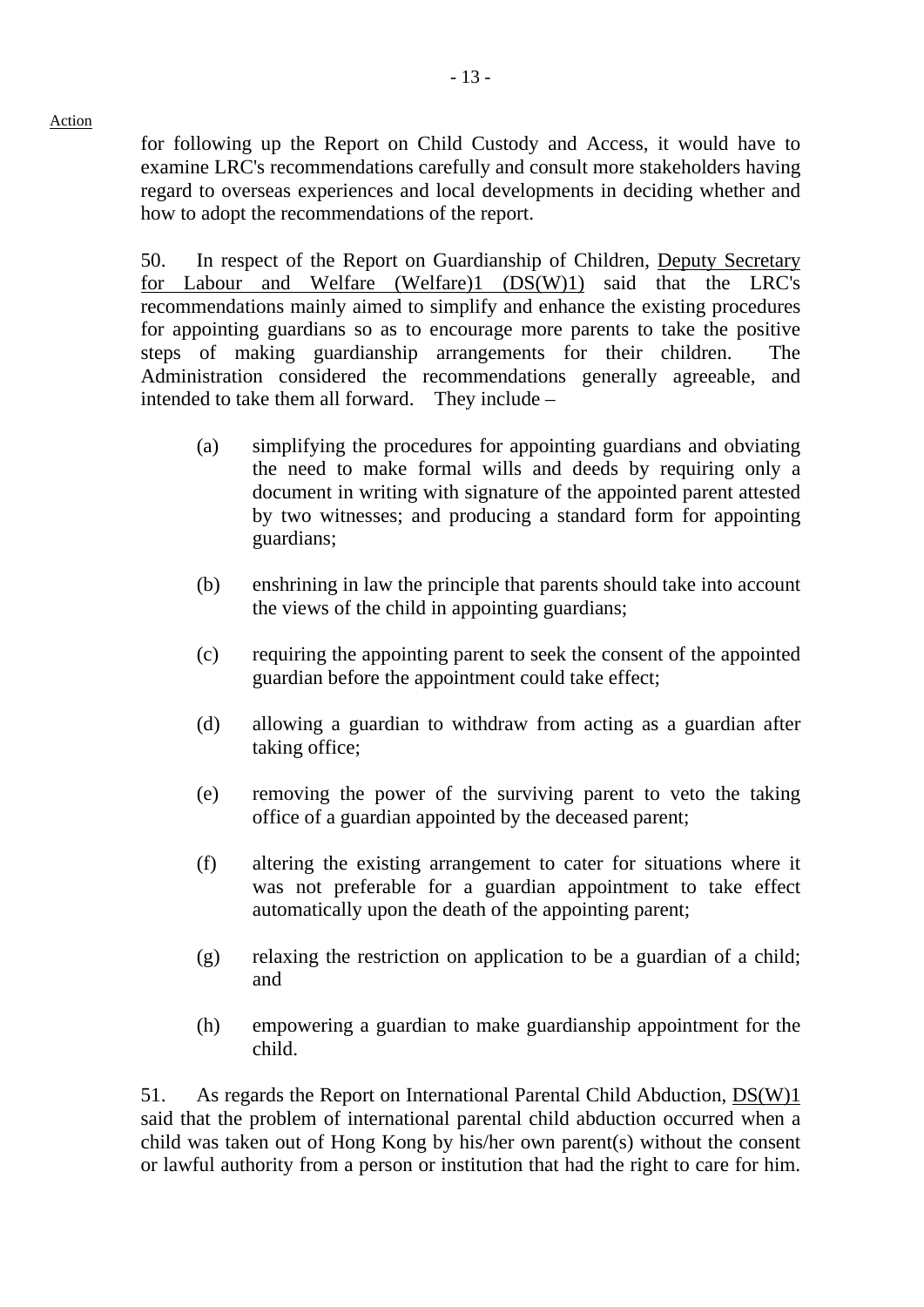Action

for following up the Report on Child Custody and Access, it would have to examine LRC's recommendations carefully and consult more stakeholders having regard to overseas experiences and local developments in deciding whether and how to adopt the recommendations of the report.

50. In respect of the Report on Guardianship of Children, Deputy Secretary for Labour and Welfare (Welfare)1 (DS(W)1) said that the LRC's recommendations mainly aimed to simplify and enhance the existing procedures for appointing guardians so as to encourage more parents to take the positive steps of making guardianship arrangements for their children. The Administration considered the recommendations generally agreeable, and intended to take them all forward. They include –

(a) simplifying the procedures for appointing guardians and obviating the need to make formal wills and deeds by requiring only a document in writing with signature of the appointed parent attested by two witnesses; and producing a standard form for appointing guardians;

(b) enshrining in law the principle that parents should take into account the views of the child in appointing guardians;

(c) requiring the appointing parent to seek the consent of the appointed guardian before the appointment could take effect;

(d) allowing a guardian to withdraw from acting as a guardian after taking office;

(e) removing the power of the surviving parent to veto the taking office of a guardian appointed by the deceased parent;

(f) altering the existing arrangement to cater for situations where it was not preferable for a guardian appointment to take effect automatically upon the death of the appointing parent;

(g) relaxing the restriction on application to be a guardian of a child; and

(h) empowering a guardian to make guardianship appointment for the child.

51. As regards the Report on International Parental Child Abduction, DS(W)1 said that the problem of international parental child abduction occurred when a child was taken out of Hong Kong by his/her own parent(s) without the consent or lawful authority from a person or institution that had the right to care for him.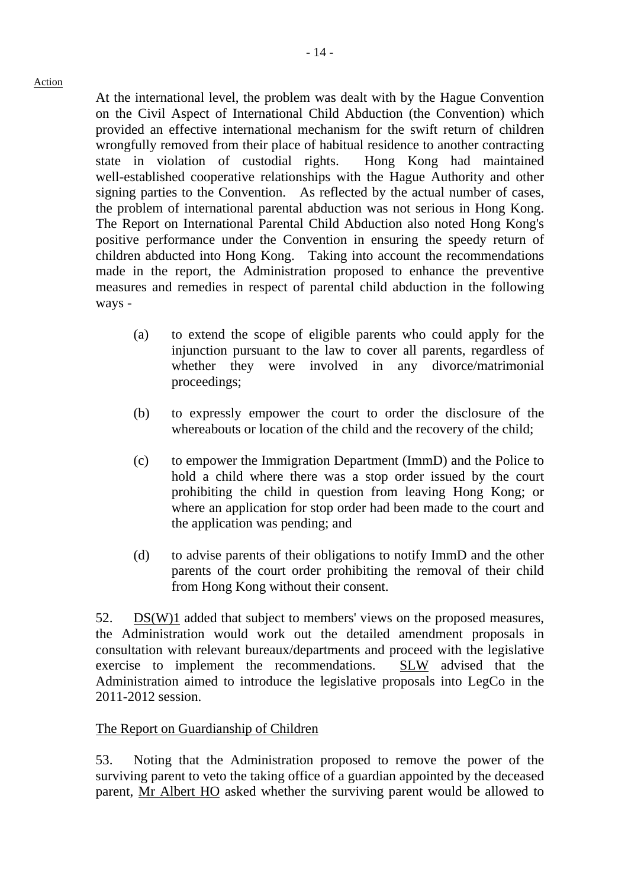Action

At the international level, the problem was dealt with by the Hague Convention on the Civil Aspect of International Child Abduction (the Convention) which provided an effective international mechanism for the swift return of children wrongfully removed from their place of habitual residence to another contracting state in violation of custodial rights. Hong Kong had maintained well-established cooperative relationships with the Hague Authority and other signing parties to the Convention. As reflected by the actual number of cases, the problem of international parental abduction was not serious in Hong Kong. The Report on International Parental Child Abduction also noted Hong Kong's positive performance under the Convention in ensuring the speedy return of children abducted into Hong Kong. Taking into account the recommendations made in the report, the Administration proposed to enhance the preventive measures and remedies in respect of parental child abduction in the following ways -

(a) to extend the scope of eligible parents who could apply for the injunction pursuant to the law to cover all parents, regardless of whether they were involved in any divorce/matrimonial proceedings;

(b) to expressly empower the court to order the disclosure of the whereabouts or location of the child and the recovery of the child;

(c) to empower the Immigration Department (ImmD) and the Police to hold a child where there was a stop order issued by the court prohibiting the child in question from leaving Hong Kong; or where an application for stop order had been made to the court and the application was pending; and

(d) to advise parents of their obligations to notify ImmD and the other parents of the court order prohibiting the removal of their child from Hong Kong without their consent.

52. DS(W)1 added that subject to members' views on the proposed measures, the Administration would work out the detailed amendment proposals in consultation with relevant bureaux/departments and proceed with the legislative exercise to implement the recommendations. SLW advised that the Administration aimed to introduce the legislative proposals into LegCo in the 2011-2012 session.

The Report on Guardianship of Children

53. Noting that the Administration proposed to remove the power of the surviving parent to veto the taking office of a guardian appointed by the deceased parent, Mr Albert HO asked whether the surviving parent would be allowed to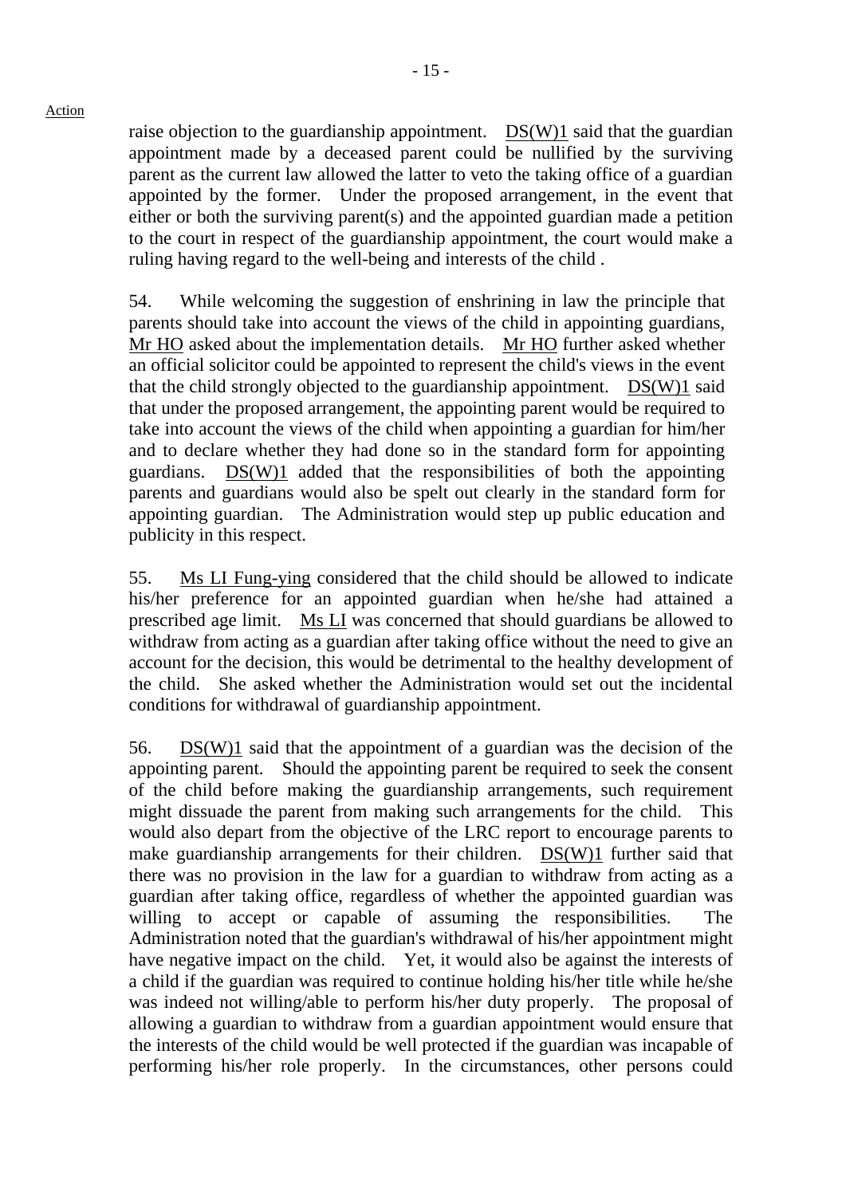raise objection to the guardianship appointment. DS(W)1 said that the guardian appointment made by a deceased parent could be nullified by the surviving parent as the current law allowed the latter to veto the taking office of a guardian appointed by the former. Under the proposed arrangement, in the event that either or both the surviving parent(s) and the appointed guardian made a petition to the court in respect of the guardianship appointment, the court would make a ruling having regard to the well-being and interests of the child .

54. While welcoming the suggestion of enshrining in law the principle that parents should take into account the views of the child in appointing guardians, Mr HO asked about the implementation details. Mr HO further asked whether an official solicitor could be appointed to represent the child's views in the event that the child strongly objected to the guardianship appointment. DS(W)1 said that under the proposed arrangement, the appointing parent would be required to take into account the views of the child when appointing a guardian for him/her and to declare whether they had done so in the standard form for appointing guardians. DS(W)1 added that the responsibilities of both the appointing parents and guardians would also be spelt out clearly in the standard form for appointing guardian. The Administration would step up public education and publicity in this respect.

55. Ms LI Fung-ying considered that the child should be allowed to indicate his/her preference for an appointed guardian when he/she had attained a prescribed age limit. Ms LI was concerned that should guardians be allowed to withdraw from acting as a guardian after taking office without the need to give an account for the decision, this would be detrimental to the healthy development of the child. She asked whether the Administration would set out the incidental conditions for withdrawal of guardianship appointment.

56. DS(W)1 said that the appointment of a guardian was the decision of the appointing parent. Should the appointing parent be required to seek the consent of the child before making the guardianship arrangements, such requirement might dissuade the parent from making such arrangements for the child. This would also depart from the objective of the LRC report to encourage parents to make guardianship arrangements for their children. DS(W)1 further said that there was no provision in the law for a guardian to withdraw from acting as a guardian after taking office, regardless of whether the appointed guardian was willing to accept or capable of assuming the responsibilities. The Administration noted that the guardian's withdrawal of his/her appointment might have negative impact on the child. Yet, it would also be against the interests of a child if the guardian was required to continue holding his/her title while he/she was indeed not willing/able to perform his/her duty properly. The proposal of allowing a guardian to withdraw from a guardian appointment would ensure that the interests of the child would be well protected if the guardian was incapable of performing his/her role properly. In the circumstances, other persons could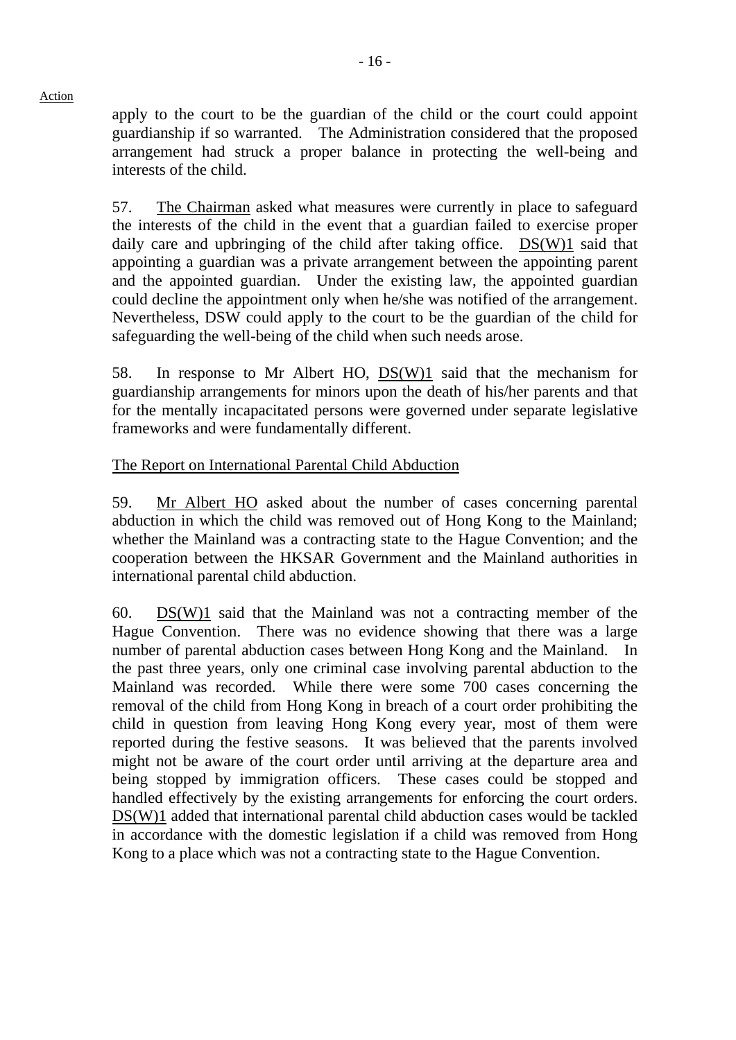Action

apply to the court to be the guardian of the child or the court could appoint guardianship if so warranted. The Administration considered that the proposed arrangement had struck a proper balance in protecting the well-being and interests of the child.

57. The Chairman asked what measures were currently in place to safeguard the interests of the child in the event that a guardian failed to exercise proper daily care and upbringing of the child after taking office. DS(W)1 said that appointing a guardian was a private arrangement between the appointing parent and the appointed guardian. Under the existing law, the appointed guardian could decline the appointment only when he/she was notified of the arrangement. Nevertheless, DSW could apply to the court to be the guardian of the child for safeguarding the well-being of the child when such needs arose.

58. In response to Mr Albert HO, DS(W)1 said that the mechanism for guardianship arrangements for minors upon the death of his/her parents and that for the mentally incapacitated persons were governed under separate legislative frameworks and were fundamentally different.

The Report on International Parental Child Abduction

59. Mr Albert HO asked about the number of cases concerning parental abduction in which the child was removed out of Hong Kong to the Mainland; whether the Mainland was a contracting state to the Hague Convention; and the cooperation between the HKSAR Government and the Mainland authorities in international parental child abduction.

60. DS(W)1 said that the Mainland was not a contracting member of the Hague Convention. There was no evidence showing that there was a large number of parental abduction cases between Hong Kong and the Mainland. In the past three years, only one criminal case involving parental abduction to the Mainland was recorded. While there were some 700 cases concerning the removal of the child from Hong Kong in breach of a court order prohibiting the child in question from leaving Hong Kong every year, most of them were reported during the festive seasons. It was believed that the parents involved might not be aware of the court order until arriving at the departure area and being stopped by immigration officers. These cases could be stopped and handled effectively by the existing arrangements for enforcing the court orders. DS(W)1 added that international parental child abduction cases would be tackled in accordance with the domestic legislation if a child was removed from Hong Kong to a place which was not a contracting state to the Hague Convention.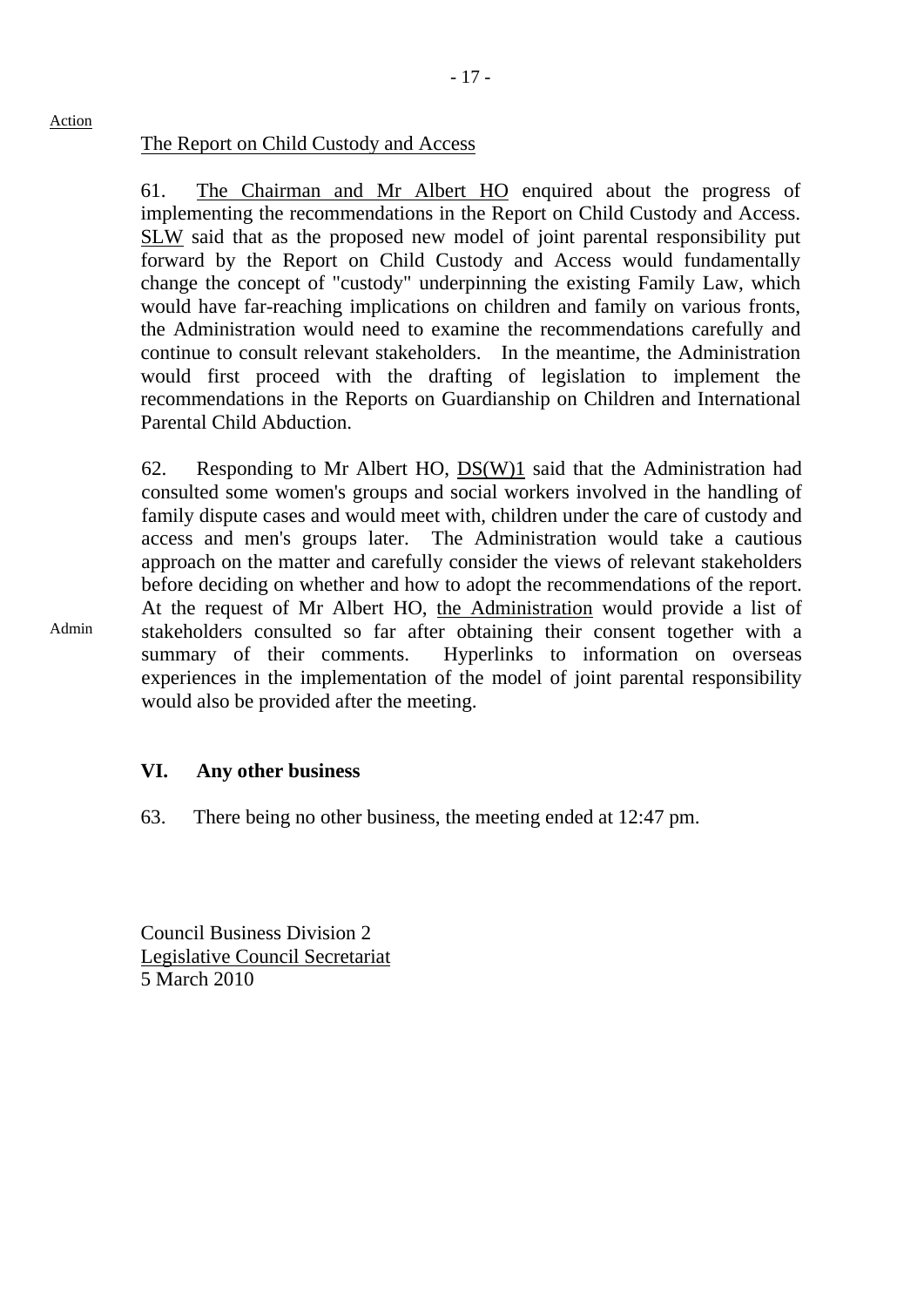Action

The Report on Child Custody and Access

61. The Chairman and Mr Albert HO enquired about the progress of implementing the recommendations in the Report on Child Custody and Access. SLW said that as the proposed new model of joint parental responsibility put forward by the Report on Child Custody and Access would fundamentally change the concept of "custody" underpinning the existing Family Law, which would have far-reaching implications on children and family on various fronts, the Administration would need to examine the recommendations carefully and continue to consult relevant stakeholders. In the meantime, the Administration would first proceed with the drafting of legislation to implement the recommendations in the Reports on Guardianship on Children and International Parental Child Abduction.

62. Responding to Mr Albert HO, DS(W)1 said that the Administration had consulted some women's groups and social workers involved in the handling of family dispute cases and would meet with, children under the care of custody and access and men's groups later. The Administration would take a cautious approach on the matter and carefully consider the views of relevant stakeholders before deciding on whether and how to adopt the recommendations of the report. At the request of Mr Albert HO, the Administration would provide a list of stakeholders consulted so far after obtaining their consent together with a summary of their comments. Hyperlinks to information on overseas experiences in the implementation of the model of joint parental responsibility would also be provided after the meeting.

Admin

## VI. Any other business

63. There being no other business, the meeting ended at 12:47 pm.

Council Business Division 2
Legislative Council Secretariat
5 March 2010